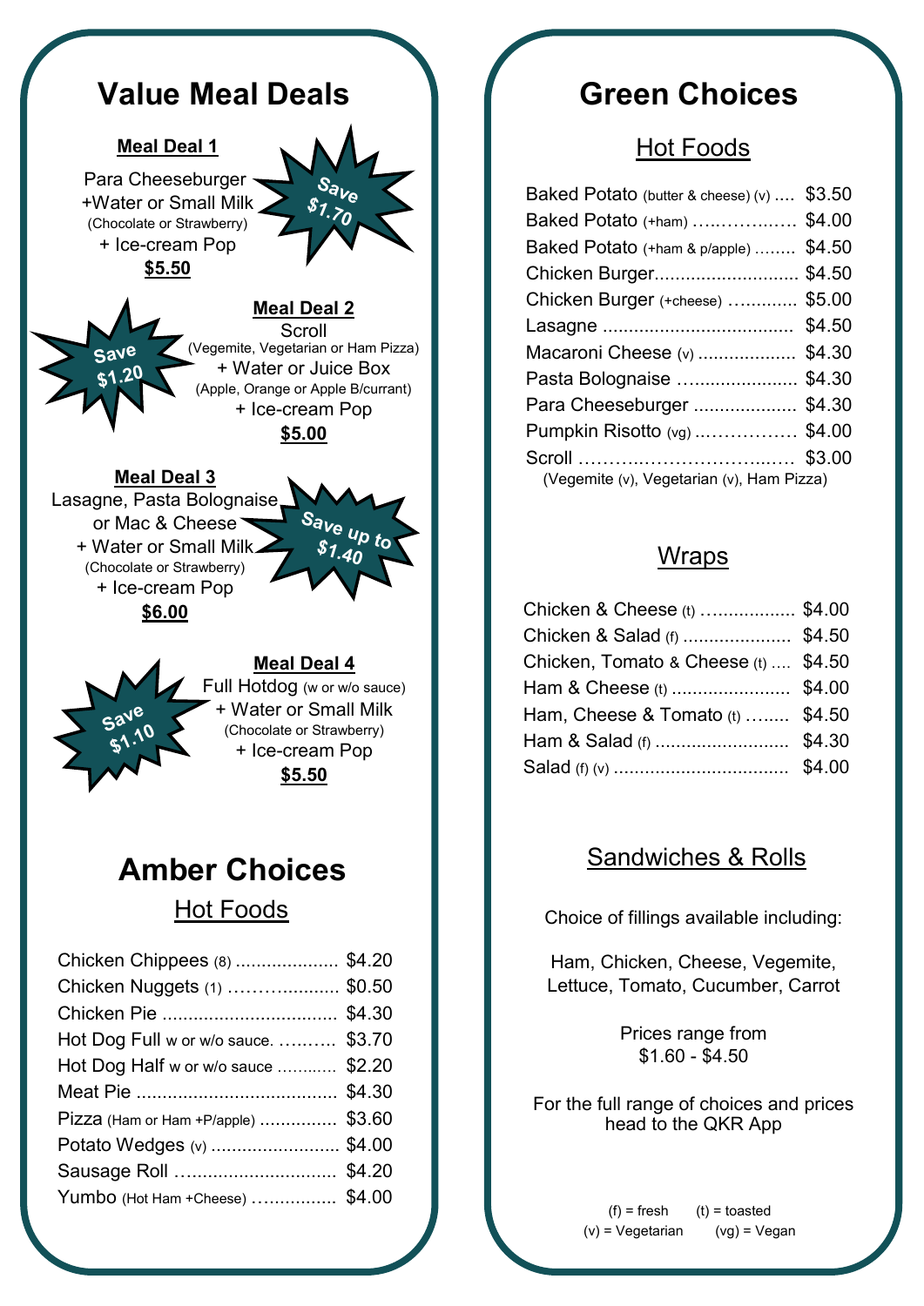# Value Meal Deals

**Meal Deal 1**

Para Cheeseburger
+Water or Small Milk
(Chocolate or Strawberry)
+ Ice-cream Pop
**$5.50**

Save $1.70

**Meal Deal 2**

Scroll
(Vegemite, Vegetarian or Ham Pizza)
+ Water or Juice Box
(Apple, Orange or Apple B/currant)
+ Ice-cream Pop
**$5.00**

Save $1.20

**Meal Deal 3**

Lasagne, Pasta Bolognaise
or Mac & Cheese
+ Water or Small Milk
(Chocolate or Strawberry)
+ Ice-cream Pop
**$6.00**

Save up to $1.40

**Meal Deal 4**

Full Hotdog (w or w/o sauce)
+ Water or Small Milk
(Chocolate or Strawberry)
+ Ice-cream Pop
**$5.50**

Save $1.10

# Amber Choices

## Hot Foods

| Item | Price |
|---|---|
| Chicken Chippees (8) | $4.20 |
| Chicken Nuggets (1) | $0.50 |
| Chicken Pie | $4.30 |
| Hot Dog Full w or w/o sauce. | $3.70 |
| Hot Dog Half w or w/o sauce | $2.20 |
| Meat Pie | $4.30 |
| Pizza (Ham or Ham +P/apple) | $3.60 |
| Potato Wedges (v) | $4.00 |
| Sausage Roll | $4.20 |
| Yumbo (Hot Ham +Cheese) | $4.00 |

# Green Choices

## Hot Foods

| Item | Price |
|---|---|
| Baked Potato (butter & cheese) (v) | $3.50 |
| Baked Potato (+ham) | $4.00 |
| Baked Potato (+ham & p/apple) | $4.50 |
| Chicken Burger | $4.50 |
| Chicken Burger (+cheese) | $5.00 |
| Lasagne | $4.50 |
| Macaroni Cheese (v) | $4.30 |
| Pasta Bolognaise | $4.30 |
| Para Cheeseburger | $4.30 |
| Pumpkin Risotto (vg) | $4.00 |
| Scroll | $3.00 |

(Vegemite (v), Vegetarian (v), Ham Pizza)

## Wraps

| Item | Price |
|---|---|
| Chicken & Cheese (t) | $4.00 |
| Chicken & Salad (f) | $4.50 |
| Chicken, Tomato & Cheese (t) | $4.50 |
| Ham & Cheese (t) | $4.00 |
| Ham, Cheese & Tomato (t) | $4.50 |
| Ham & Salad (f) | $4.30 |
| Salad (f) (v) | $4.00 |

## Sandwiches & Rolls

Choice of fillings available including:

Ham, Chicken, Cheese, Vegemite, Lettuce, Tomato, Cucumber, Carrot

Prices range from
$1.60 - $4.50

For the full range of choices and prices head to the QKR App

(f) = fresh (t) = toasted
(v) = Vegetarian (vg) = Vegan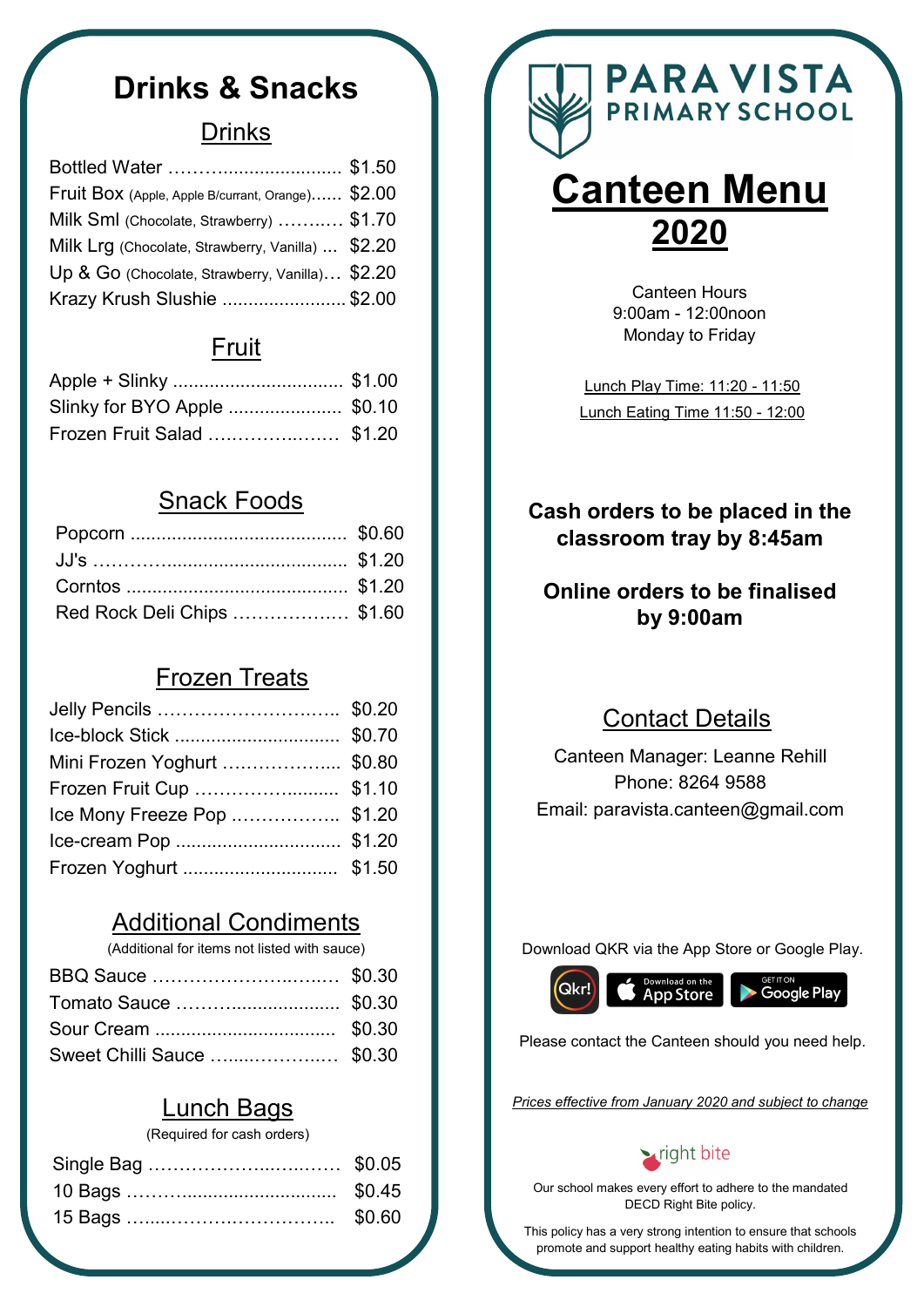# Drinks & Snacks

## Drinks

| | |
|---|---|
| Bottled Water | $1.50 |
| Fruit Box (Apple, Apple B/currant, Orange) | $2.00 |
| Milk Sml (Chocolate, Strawberry) | $1.70 |
| Milk Lrg (Chocolate, Strawberry, Vanilla) | $2.20 |
| Up & Go (Chocolate, Strawberry, Vanilla) | $2.20 |
| Krazy Krush Slushie | $2.00 |

## Fruit

| | |
|---|---|
| Apple + Slinky | $1.00 |
| Slinky for BYO Apple | $0.10 |
| Frozen Fruit Salad | $1.20 |

## Snack Foods

| | |
|---|---|
| Popcorn | $0.60 |
| JJ's | $1.20 |
| Corntos | $1.20 |
| Red Rock Deli Chips | $1.60 |

## Frozen Treats

| | |
|---|---|
| Jelly Pencils | $0.20 |
| Ice-block Stick | $0.70 |
| Mini Frozen Yoghurt | $0.80 |
| Frozen Fruit Cup | $1.10 |
| Ice Mony Freeze Pop | $1.20 |
| Ice-cream Pop | $1.20 |
| Frozen Yoghurt | $1.50 |

## Additional Condiments

(Additional for items not listed with sauce)

| | |
|---|---|
| BBQ Sauce | $0.30 |
| Tomato Sauce | $0.30 |
| Sour Cream | $0.30 |
| Sweet Chilli Sauce | $0.30 |

## Lunch Bags

(Required for cash orders)

| | |
|---|---|
| Single Bag | $0.05 |
| 10 Bags | $0.45 |
| 15 Bags | $0.60 |

PARA VISTA PRIMARY SCHOOL

# Canteen Menu 2020

Canteen Hours
9:00am - 12:00noon
Monday to Friday

Lunch Play Time: 11:20 - 11:50
Lunch Eating Time 11:50 - 12:00

**Cash orders to be placed in the classroom tray by 8:45am**

**Online orders to be finalised by 9:00am**

## Contact Details

Canteen Manager: Leanne Rehill
Phone: 8264 9588
Email: paravista.canteen@gmail.com

Download QKR via the App Store or Google Play.

Please contact the Canteen should you need help.

*Prices effective from January 2020 and subject to change*

right bite

Our school makes every effort to adhere to the mandated DECD Right Bite policy.

This policy has a very strong intention to ensure that schools promote and support healthy eating habits with children.